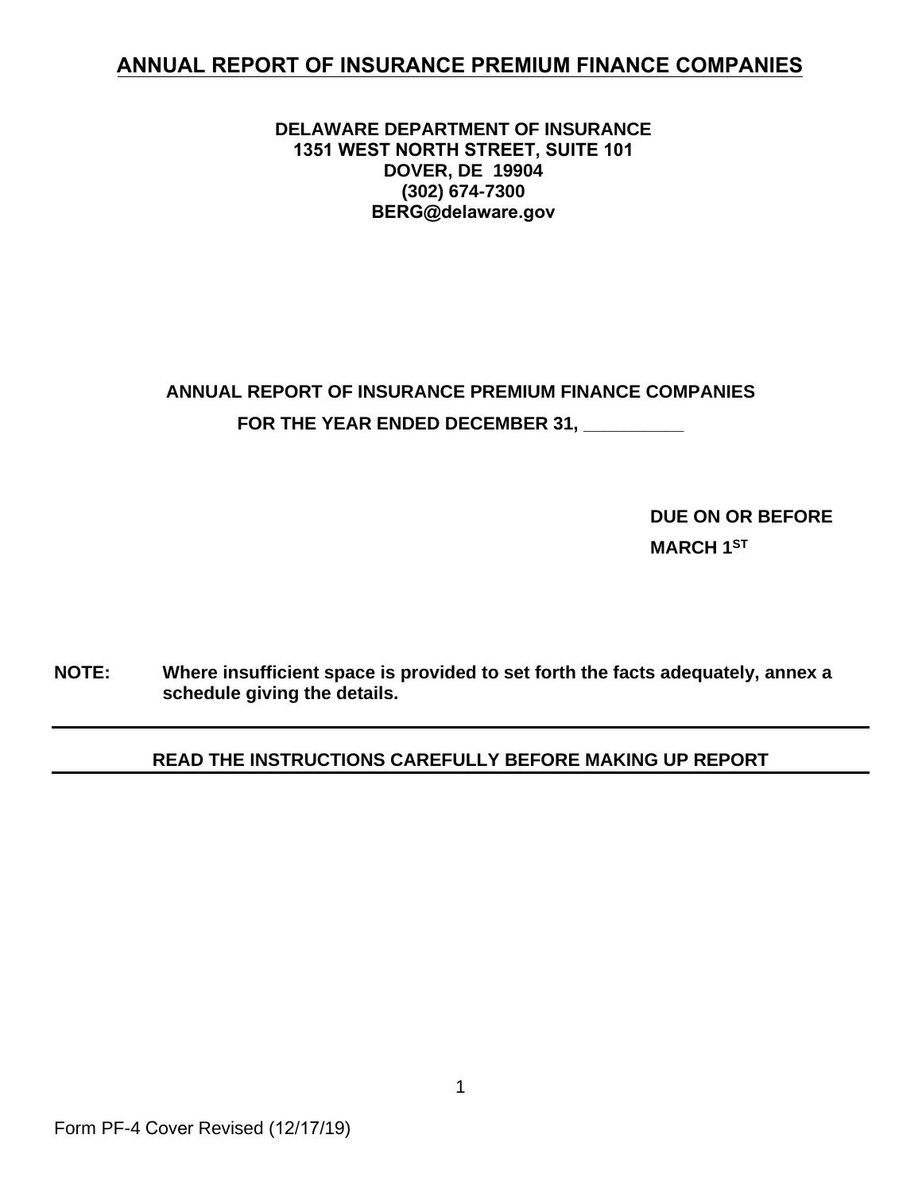# ANNUAL REPORT OF INSURANCE PREMIUM FINANCE COMPANIES

**DELAWARE DEPARTMENT OF INSURANCE**
**1351 WEST NORTH STREET, SUITE 101**
**DOVER, DE 19904**
**(302) 674-7300**
**BERG@delaware.gov**

## ANNUAL REPORT OF INSURANCE PREMIUM FINANCE COMPANIES

**FOR THE YEAR ENDED DECEMBER 31, __________**

**DUE ON OR BEFORE**
**MARCH 1ST**

**NOTE:** **Where insufficient space is provided to set forth the facts adequately, annex a schedule giving the details.**

---

**READ THE INSTRUCTIONS CAREFULLY BEFORE MAKING UP REPORT**

---

Form PF-4 Cover Revised (12/17/19)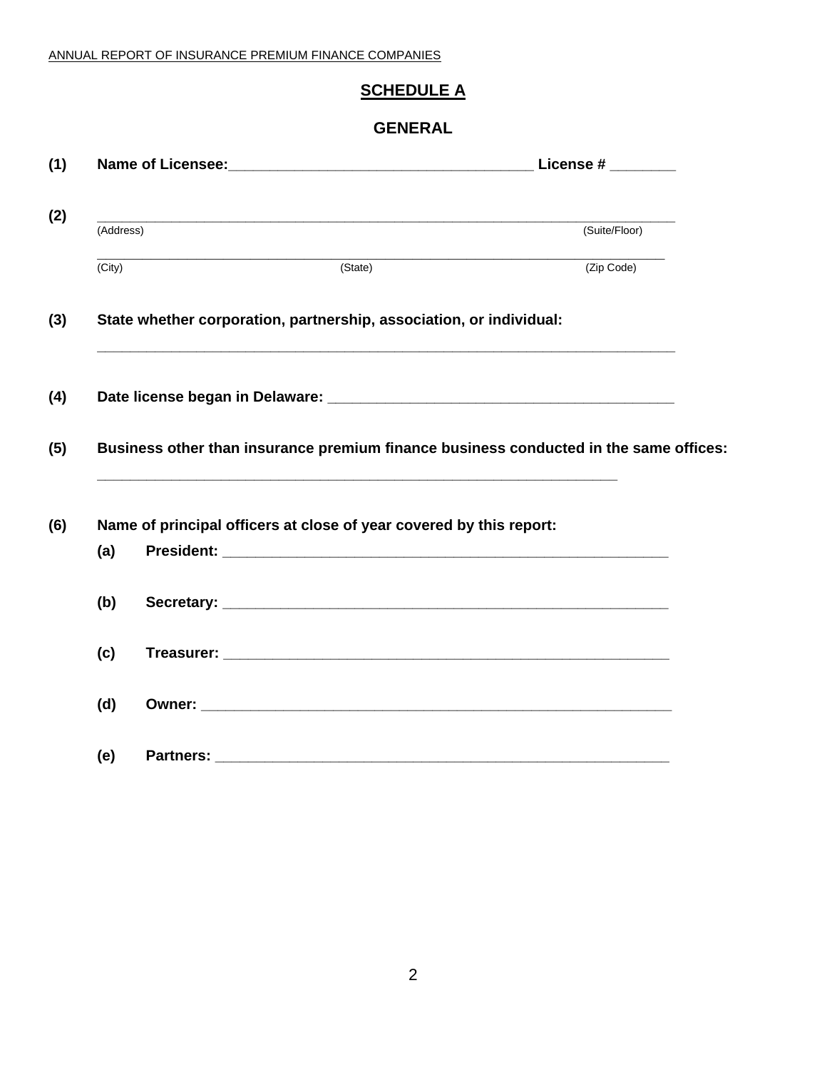ANNUAL REPORT OF INSURANCE PREMIUM FINANCE COMPANIES

## SCHEDULE A

### GENERAL

**(1)** **Name of Licensee:**______________________________________ **License #** ________

**(2)** ________________________________________________________________________

(Address) (Suite/Floor)

________________________________________________________________________

(City) (State) (Zip Code)

**(3)** **State whether corporation, partnership, association, or individual:**

________________________________________________________________________

**(4)** **Date license began in Delaware:** ________________________________________

**(5)** **Business other than insurance premium finance business conducted in the same offices:**

_________________________________________________________________

**(6)** **Name of principal officers at close of year covered by this report:**

**(a)** **President:** ________________________________________________________

**(b)** **Secretary:** ________________________________________________________

**(c)** **Treasurer:** ________________________________________________________

**(d)** **Owner:** ___________________________________________________________

**(e)** **Partners:** ________________________________________________________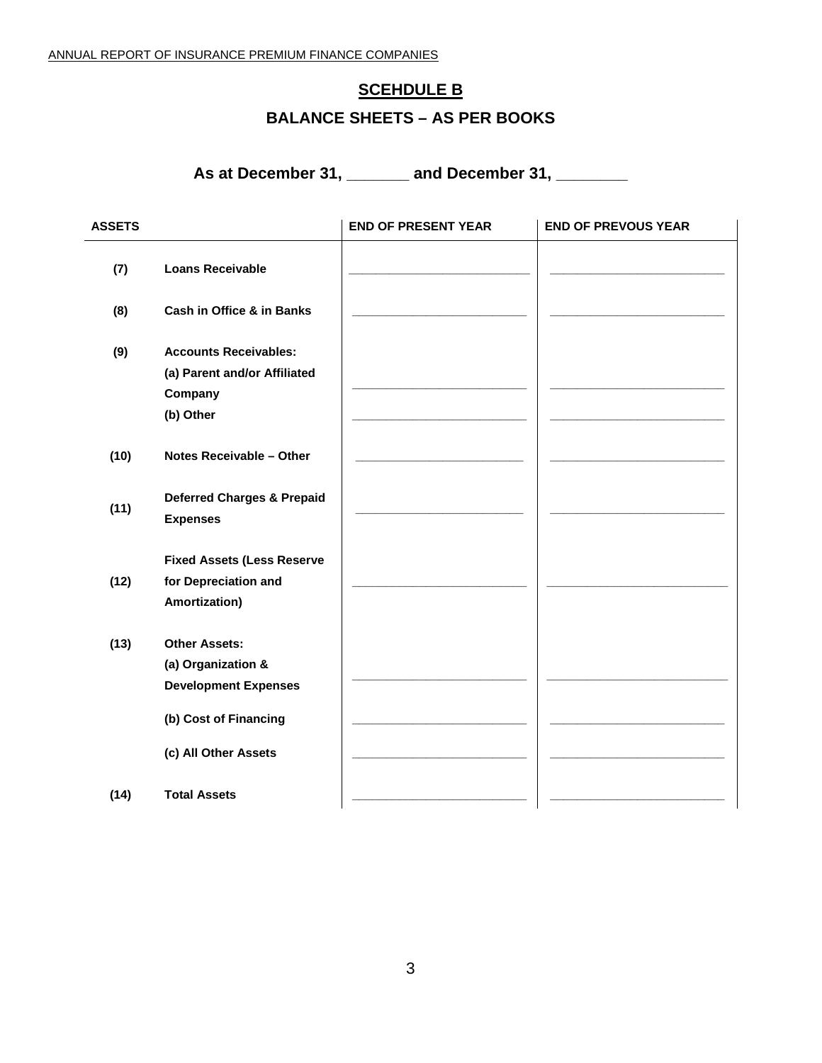ANNUAL REPORT OF INSURANCE PREMIUM FINANCE COMPANIES

## SCEHDULE B

## BALANCE SHEETS – AS PER BOOKS

### As at December 31, _______ and December 31, ________

| ASSETS | | END OF PRESENT YEAR | END OF PREVOUS YEAR |
|---|---|---|---|
| (7) | Loans Receivable | ___________________ | ___________________ |
| (8) | Cash in Office & in Banks | ___________________ | ___________________ |
| (9) | Accounts Receivables: | | |
| | (a) Parent and/or Affiliated Company | ___________________ | ___________________ |
| | (b) Other | ___________________ | ___________________ |
| (10) | Notes Receivable – Other | ___________________ | ___________________ |
| (11) | Deferred Charges & Prepaid Expenses | ___________________ | ___________________ |
| (12) | Fixed Assets (Less Reserve for Depreciation and Amortization) | ___________________ | ___________________ |
| (13) | Other Assets: | | |
| | (a) Organization & Development Expenses | ___________________ | ___________________ |
| | (b) Cost of Financing | ___________________ | ___________________ |
| | (c) All Other Assets | ___________________ | ___________________ |
| (14) | Total Assets | ___________________ | ___________________ |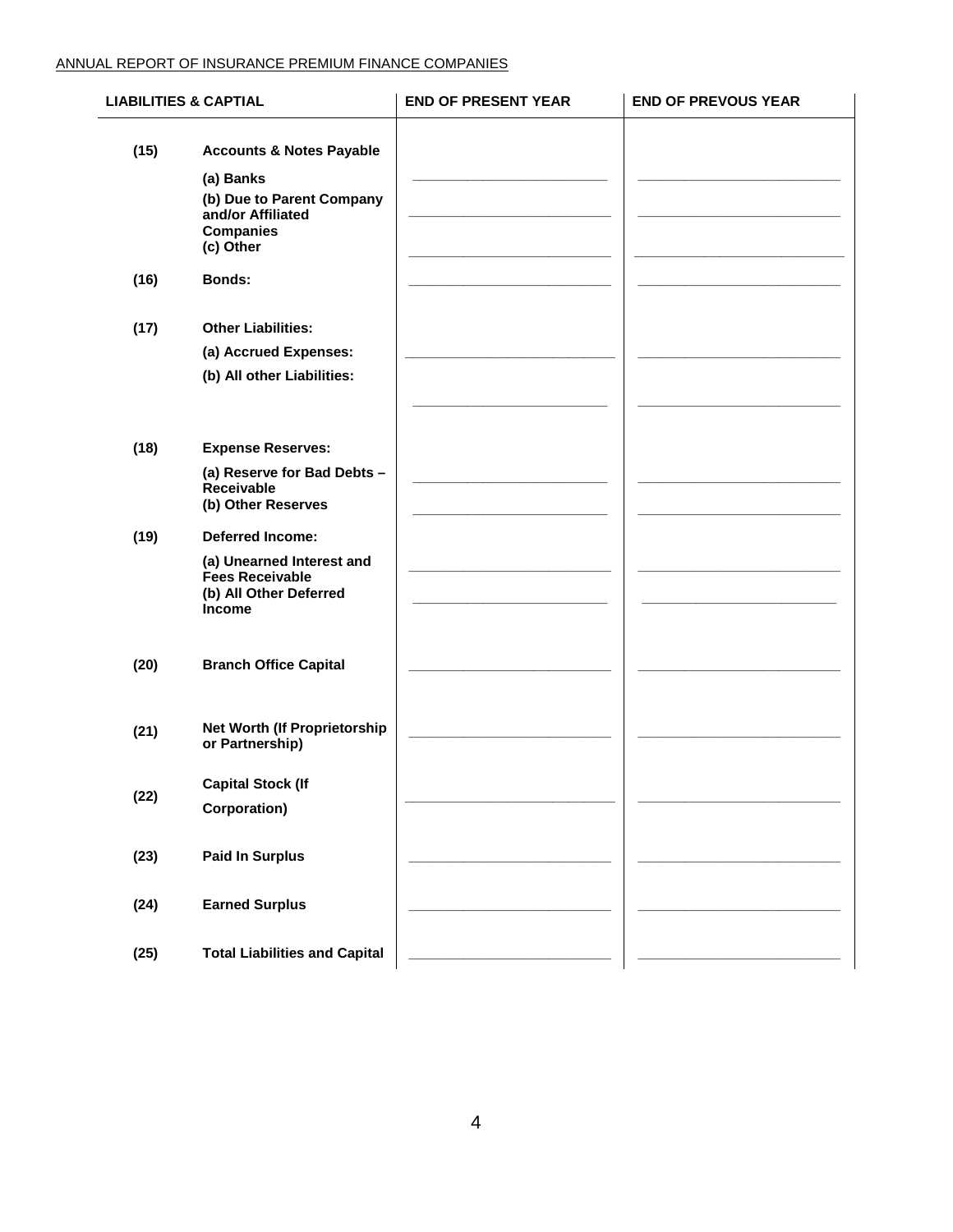ANNUAL REPORT OF INSURANCE PREMIUM FINANCE COMPANIES

| LIABILITIES & CAPTIAL | | END OF PRESENT YEAR | END OF PREVOUS YEAR |
|---|---|---|---|
| (15) | **Accounts & Notes Payable** | | |
| | **(a) Banks** | \_\_\_\_\_\_\_\_\_\_\_\_ | \_\_\_\_\_\_\_\_\_\_\_\_ |
| | **(b) Due to Parent Company and/or Affiliated Companies** | \_\_\_\_\_\_\_\_\_\_\_\_ | \_\_\_\_\_\_\_\_\_\_\_\_ |
| | **(c) Other** | \_\_\_\_\_\_\_\_\_\_\_\_ | \_\_\_\_\_\_\_\_\_\_\_\_ |
| (16) | **Bonds:** | \_\_\_\_\_\_\_\_\_\_\_\_ | \_\_\_\_\_\_\_\_\_\_\_\_ |
| (17) | **Other Liabilities:** | | |
| | **(a) Accrued Expenses:** | \_\_\_\_\_\_\_\_\_\_\_\_ | \_\_\_\_\_\_\_\_\_\_\_\_ |
| | **(b) All other Liabilities:** | \_\_\_\_\_\_\_\_\_\_\_\_ | \_\_\_\_\_\_\_\_\_\_\_\_ |
| (18) | **Expense Reserves:** | | |
| | **(a) Reserve for Bad Debts – Receivable** | \_\_\_\_\_\_\_\_\_\_\_\_ | \_\_\_\_\_\_\_\_\_\_\_\_ |
| | **(b) Other Reserves** | \_\_\_\_\_\_\_\_\_\_\_\_ | \_\_\_\_\_\_\_\_\_\_\_\_ |
| (19) | **Deferred Income:** | | |
| | **(a) Unearned Interest and Fees Receivable** | \_\_\_\_\_\_\_\_\_\_\_\_ | \_\_\_\_\_\_\_\_\_\_\_\_ |
| | **(b) All Other Deferred Income** | \_\_\_\_\_\_\_\_\_\_\_\_ | \_\_\_\_\_\_\_\_\_\_\_\_ |
| (20) | **Branch Office Capital** | \_\_\_\_\_\_\_\_\_\_\_\_ | \_\_\_\_\_\_\_\_\_\_\_\_ |
| (21) | **Net Worth (If Proprietorship or Partnership)** | \_\_\_\_\_\_\_\_\_\_\_\_ | \_\_\_\_\_\_\_\_\_\_\_\_ |
| (22) | **Capital Stock (If Corporation)** | \_\_\_\_\_\_\_\_\_\_\_\_ | \_\_\_\_\_\_\_\_\_\_\_\_ |
| (23) | **Paid In Surplus** | \_\_\_\_\_\_\_\_\_\_\_\_ | \_\_\_\_\_\_\_\_\_\_\_\_ |
| (24) | **Earned Surplus** | \_\_\_\_\_\_\_\_\_\_\_\_ | \_\_\_\_\_\_\_\_\_\_\_\_ |
| (25) | **Total Liabilities and Capital** | \_\_\_\_\_\_\_\_\_\_\_\_ | \_\_\_\_\_\_\_\_\_\_\_\_ |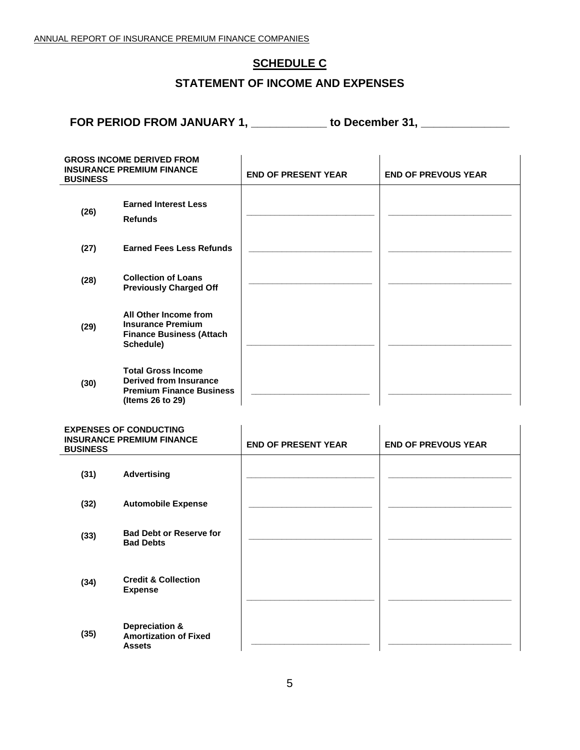ANNUAL REPORT OF INSURANCE PREMIUM FINANCE COMPANIES

## SCHEDULE C

## STATEMENT OF INCOME AND EXPENSES

**FOR PERIOD FROM JANUARY 1, ____________ to December 31, ______________**

| GROSS INCOME DERIVED FROM INSURANCE PREMIUM FINANCE BUSINESS | | END OF PRESENT YEAR | END OF PREVOUS YEAR |
|---|---|---|---|
| (26) | Earned Interest Less Refunds | ______________ | ______________ |
| (27) | Earned Fees Less Refunds | ______________ | ______________ |
| (28) | Collection of Loans Previously Charged Off | ______________ | ______________ |
| (29) | All Other Income from Insurance Premium Finance Business (Attach Schedule) | ______________ | ______________ |
| (30) | Total Gross Income Derived from Insurance Premium Finance Business (Items 26 to 29) | ______________ | ______________ |

| EXPENSES OF CONDUCTING INSURANCE PREMIUM FINANCE BUSINESS | | END OF PRESENT YEAR | END OF PREVOUS YEAR |
|---|---|---|---|
| (31) | Advertising | ______________ | ______________ |
| (32) | Automobile Expense | ______________ | ______________ |
| (33) | Bad Debt or Reserve for Bad Debts | ______________ | ______________ |
| (34) | Credit & Collection Expense | ______________ | ______________ |
| (35) | Depreciation & Amortization of Fixed Assets | ______________ | ______________ |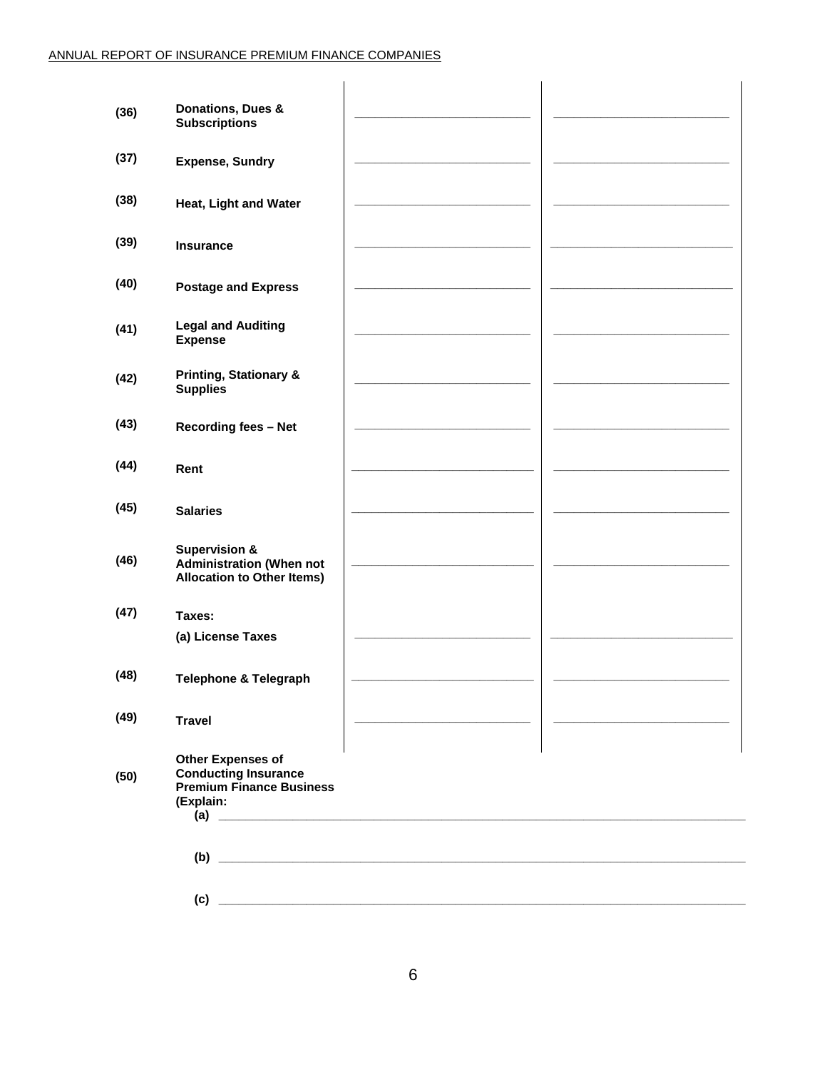| | | | |
|---|---|---|---|
| (36) | **Donations, Dues & Subscriptions** | | |
| (37) | **Expense, Sundry** | | |
| (38) | **Heat, Light and Water** | | |
| (39) | **Insurance** | | |
| (40) | **Postage and Express** | | |
| (41) | **Legal and Auditing Expense** | | |
| (42) | **Printing, Stationary & Supplies** | | |
| (43) | **Recording fees – Net** | | |
| (44) | **Rent** | | |
| (45) | **Salaries** | | |
| (46) | **Supervision & Administration (When not Allocation to Other Items)** | | |
| (47) | **Taxes:** | | |
| | **(a) License Taxes** | | |
| (48) | **Telephone & Telegraph** | | |
| (49) | **Travel** | | |

**(50)** **Other Expenses of Conducting Insurance Premium Finance Business (Explain:**

**(a)** ______________________________________________

**(b)** ______________________________________________

**(c)** ______________________________________________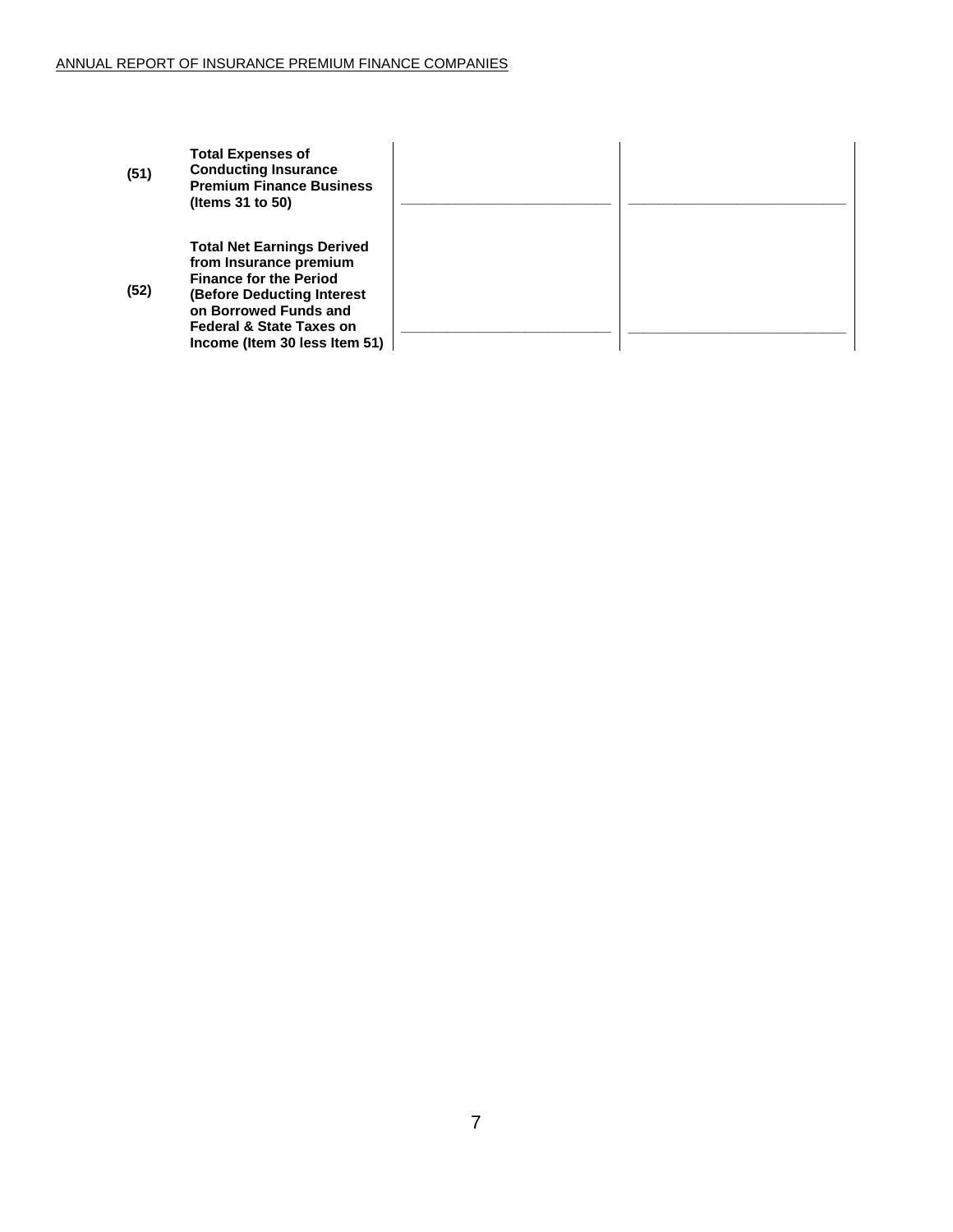| | | | |
|---|---|---|---|
| (51) | **Total Expenses of Conducting Insurance Premium Finance Business (Items 31 to 50)** | ______________________ | ______________________ |
| (52) | **Total Net Earnings Derived from Insurance premium Finance for the Period (Before Deducting Interest on Borrowed Funds and Federal & State Taxes on Income (Item 30 less Item 51)** | ______________________ | ______________________ |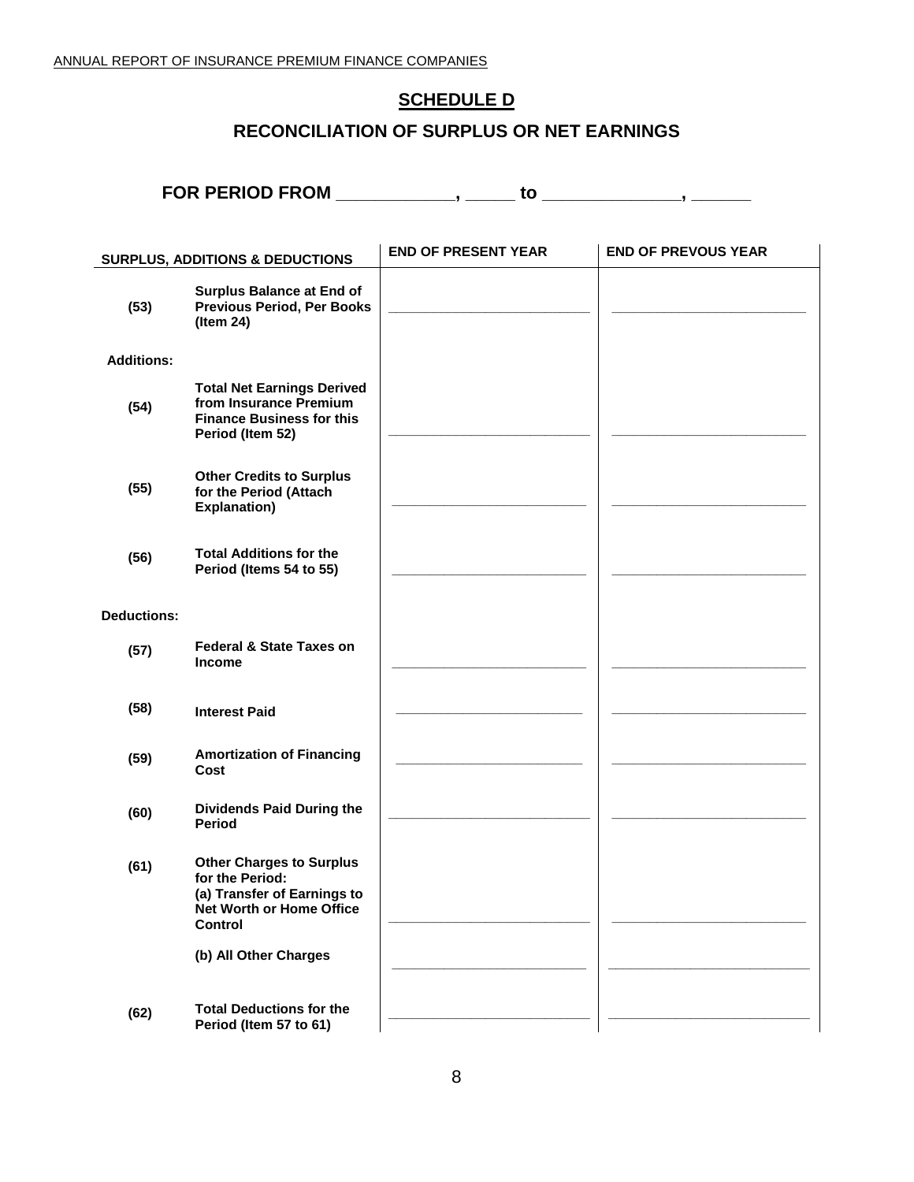ANNUAL REPORT OF INSURANCE PREMIUM FINANCE COMPANIES

## SCHEDULE D

## RECONCILIATION OF SURPLUS OR NET EARNINGS

**FOR PERIOD FROM ____________, _____ to ______________, ______**

| SURPLUS, ADDITIONS & DEDUCTIONS | | END OF PRESENT YEAR | END OF PREVOUS YEAR |
|---|---|---|---|
| **(53)** | **Surplus Balance at End of Previous Period, Per Books (Item 24)** | ___________________ | ___________________ |
| **Additions:** | | | |
| **(54)** | **Total Net Earnings Derived from Insurance Premium Finance Business for this Period (Item 52)** | ___________________ | ___________________ |
| **(55)** | **Other Credits to Surplus for the Period (Attach Explanation)** | ___________________ | ___________________ |
| **(56)** | **Total Additions for the Period (Items 54 to 55)** | ___________________ | ___________________ |
| **Deductions:** | | | |
| **(57)** | **Federal & State Taxes on Income** | ___________________ | ___________________ |
| **(58)** | **Interest Paid** | ___________________ | ___________________ |
| **(59)** | **Amortization of Financing Cost** | ___________________ | ___________________ |
| **(60)** | **Dividends Paid During the Period** | ___________________ | ___________________ |
| **(61)** | **Other Charges to Surplus for the Period:** **(a) Transfer of Earnings to Net Worth or Home Office Control** | ___________________ | ___________________ |
| | **(b) All Other Charges** | ___________________ | ___________________ |
| **(62)** | **Total Deductions for the Period (Item 57 to 61)** | ___________________ | ___________________ |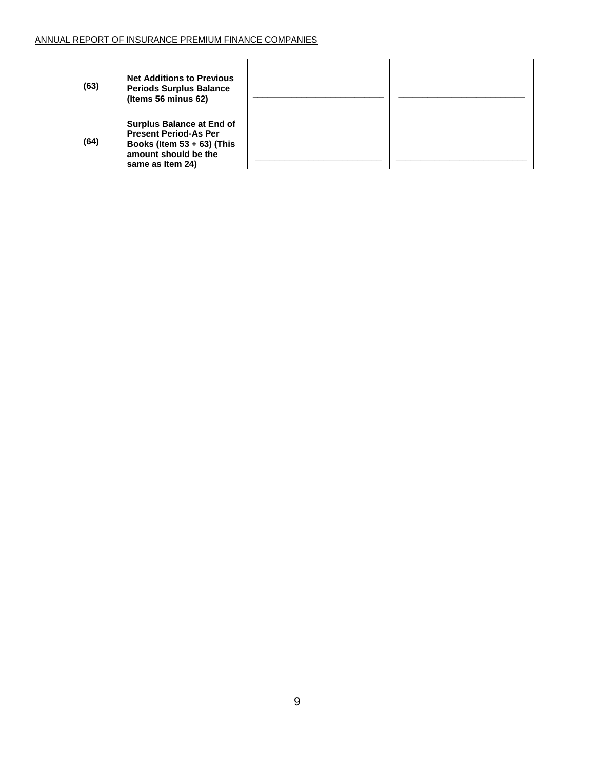| | | | |
|---|---|---|---|
| **(63)** | **Net Additions to Previous Periods Surplus Balance (Items 56 minus 62)** | ______________________ | ______________________ |
| **(64)** | **Surplus Balance at End of Present Period-As Per Books (Item 53 + 63) (This amount should be the same as Item 24)** | ______________________ | ______________________ |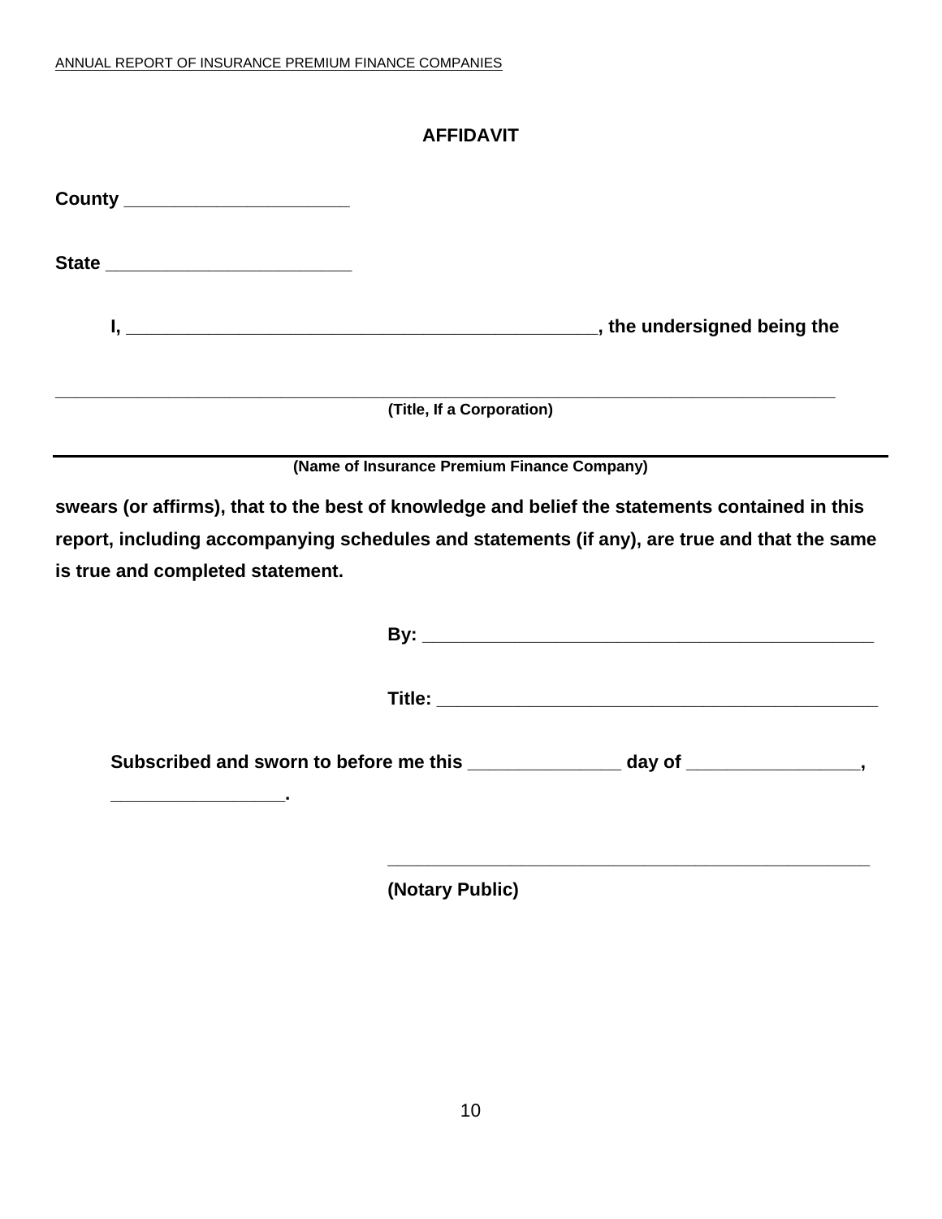## AFFIDAVIT

**County ______________________**

**State ________________________**

**I, ______________________________________________, the undersigned being the**

___________________________________________________________________________

**(Title, If a Corporation)**

___________________________________________________________________________

**(Name of Insurance Premium Finance Company)**

**swears (or affirms), that to the best of knowledge and belief the statements contained in this report, including accompanying schedules and statements (if any), are true and that the same is true and completed statement.**

**By: ____________________________________________**

**Title: ___________________________________________**

**Subscribed and sworn to before me this ______________ day of ________________, _________________.**

___________________________________________

**(Notary Public)**